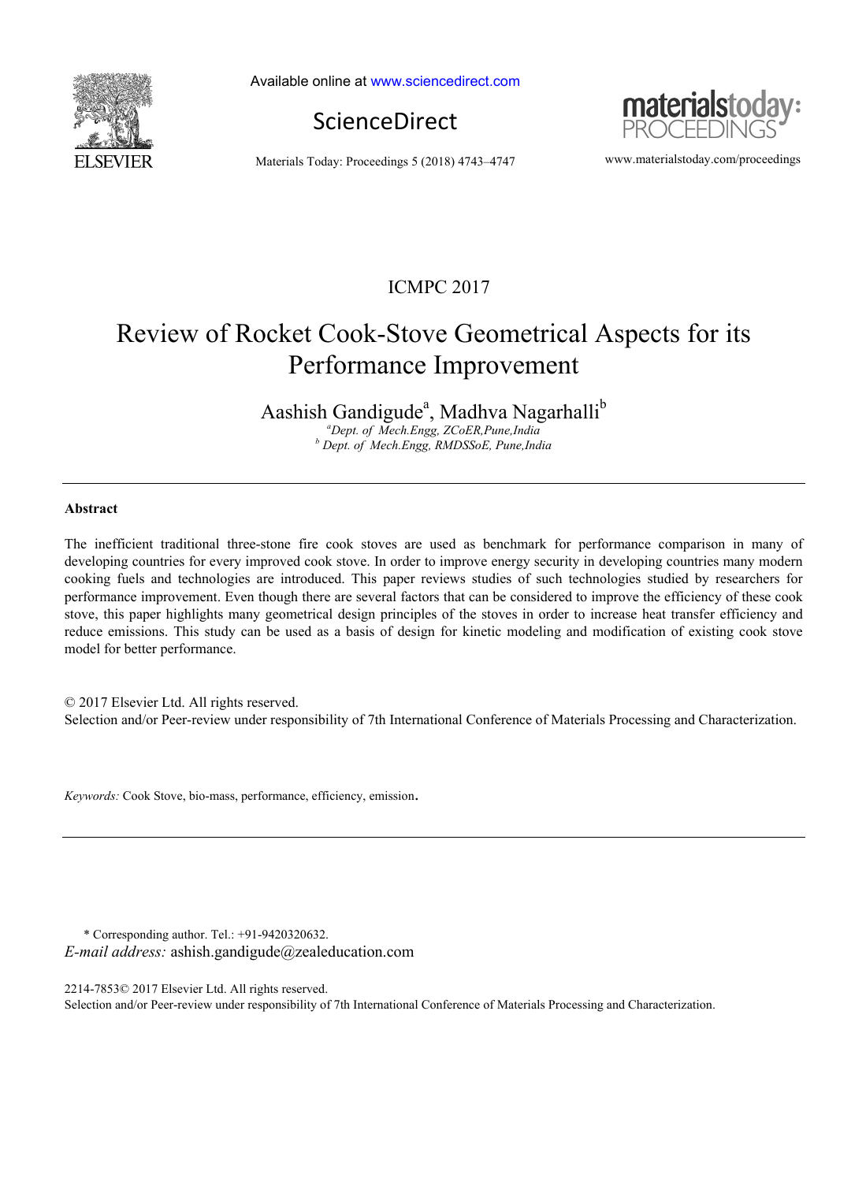ICMPC 2017

# Review of Rocket Cook-Stove Geometrical Aspects for its Performance Improvement

Aashish Gandigude[a], Madhva Nagarhalli[b]

[a] *Dept. of Mech.Engg, ZCoER,Pune,India*
[b] *Dept. of Mech.Engg, RMDSSoE, Pune,India*

---

**Abstract**

The inefficient traditional three-stone fire cook stoves are used as benchmark for performance comparison in many of developing countries for every improved cook stove. In order to improve energy security in developing countries many modern cooking fuels and technologies are introduced. This paper reviews studies of such technologies studied by researchers for performance improvement. Even though there are several factors that can be considered to improve the efficiency of these cook stove, this paper highlights many geometrical design principles of the stoves in order to increase heat transfer efficiency and reduce emissions. This study can be used as a basis of design for kinetic modeling and modification of existing cook stove model for better performance.

© 2017 Elsevier Ltd. All rights reserved.
Selection and/or Peer-review under responsibility of 7th International Conference of Materials Processing and Characterization.

*Keywords:* Cook Stove, bio-mass, performance, efficiency, emission.

---

\* Corresponding author. Tel.: +91-9420320632.
*E-mail address:* ashish.gandigude@zealeducation.com

2214-7853© 2017 Elsevier Ltd. All rights reserved.
Selection and/or Peer-review under responsibility of 7th International Conference of Materials Processing and Characterization.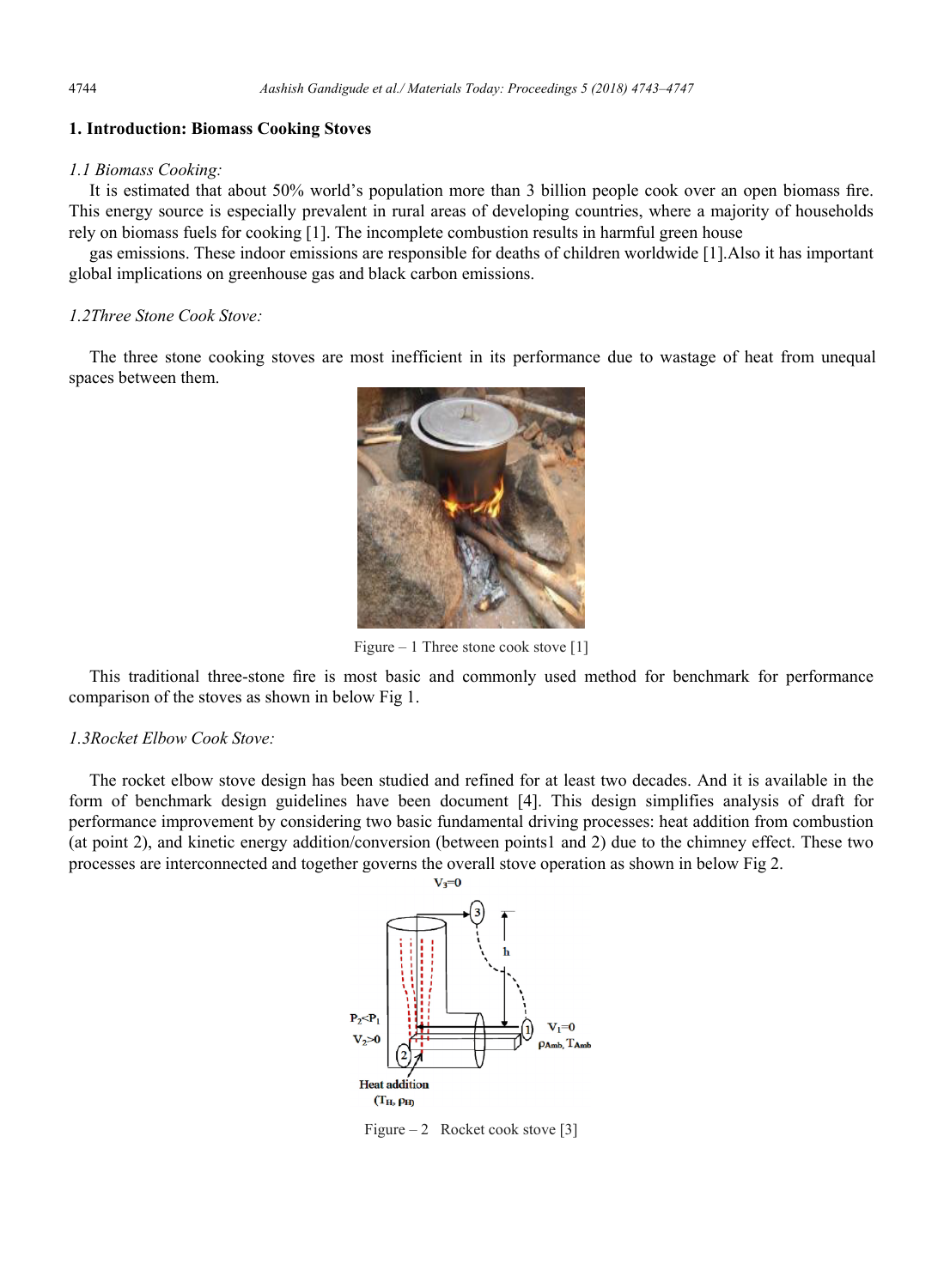## 1. Introduction: Biomass Cooking Stoves

### *1.1 Biomass Cooking:*

It is estimated that about 50% world's population more than 3 billion people cook over an open biomass fire. This energy source is especially prevalent in rural areas of developing countries, where a majority of households rely on biomass fuels for cooking [1]. The incomplete combustion results in harmful green house

gas emissions. These indoor emissions are responsible for deaths of children worldwide [1].Also it has important global implications on greenhouse gas and black carbon emissions.

### *1.2Three Stone Cook Stove:*

The three stone cooking stoves are most inefficient in its performance due to wastage of heat from unequal spaces between them.

Figure – 1 Three stone cook stove [1]

This traditional three-stone fire is most basic and commonly used method for benchmark for performance comparison of the stoves as shown in below Fig 1.

### *1.3Rocket Elbow Cook Stove:*

The rocket elbow stove design has been studied and refined for at least two decades. And it is available in the form of benchmark design guidelines have been document [4]. This design simplifies analysis of draft for performance improvement by considering two basic fundamental driving processes: heat addition from combustion (at point 2), and kinetic energy addition/conversion (between points1 and 2) due to the chimney effect. These two processes are interconnected and together governs the overall stove operation as shown in below Fig 2.

Figure – 2 Rocket cook stove [3]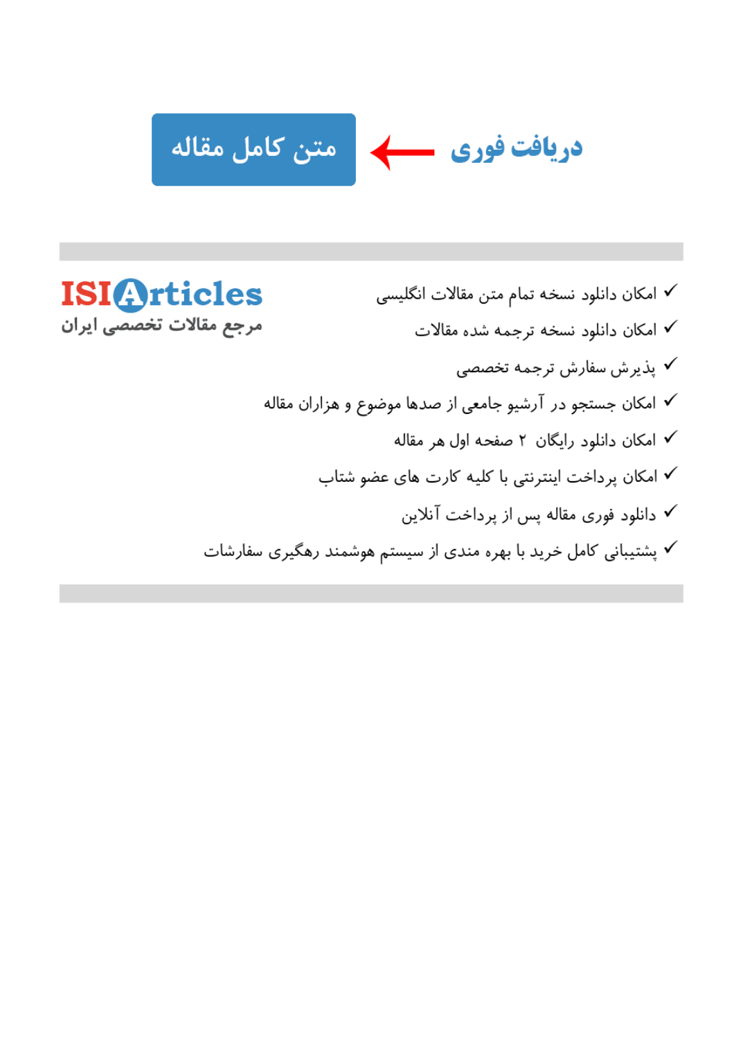دریافت فوری ← **متن کامل مقاله**

**ISIArticles**
مرجع مقالات تخصصی ایران

- ✓ امکان دانلود نسخه تمام متن مقالات انگلیسی
- ✓ امکان دانلود نسخه ترجمه شده مقالات
- ✓ پذیرش سفارش ترجمه تخصصی
- ✓ امکان جستجو در آرشیو جامعی از صدها موضوع و هزاران مقاله
- ✓ امکان دانلود رایگان ۲ صفحه اول هر مقاله
- ✓ امکان پرداخت اینترنتی با کلیه کارت های عضو شتاب
- ✓ دانلود فوری مقاله پس از پرداخت آنلاین
- ✓ پشتیبانی کامل خرید با بهره مندی از سیستم هوشمند رهگیری سفارشات